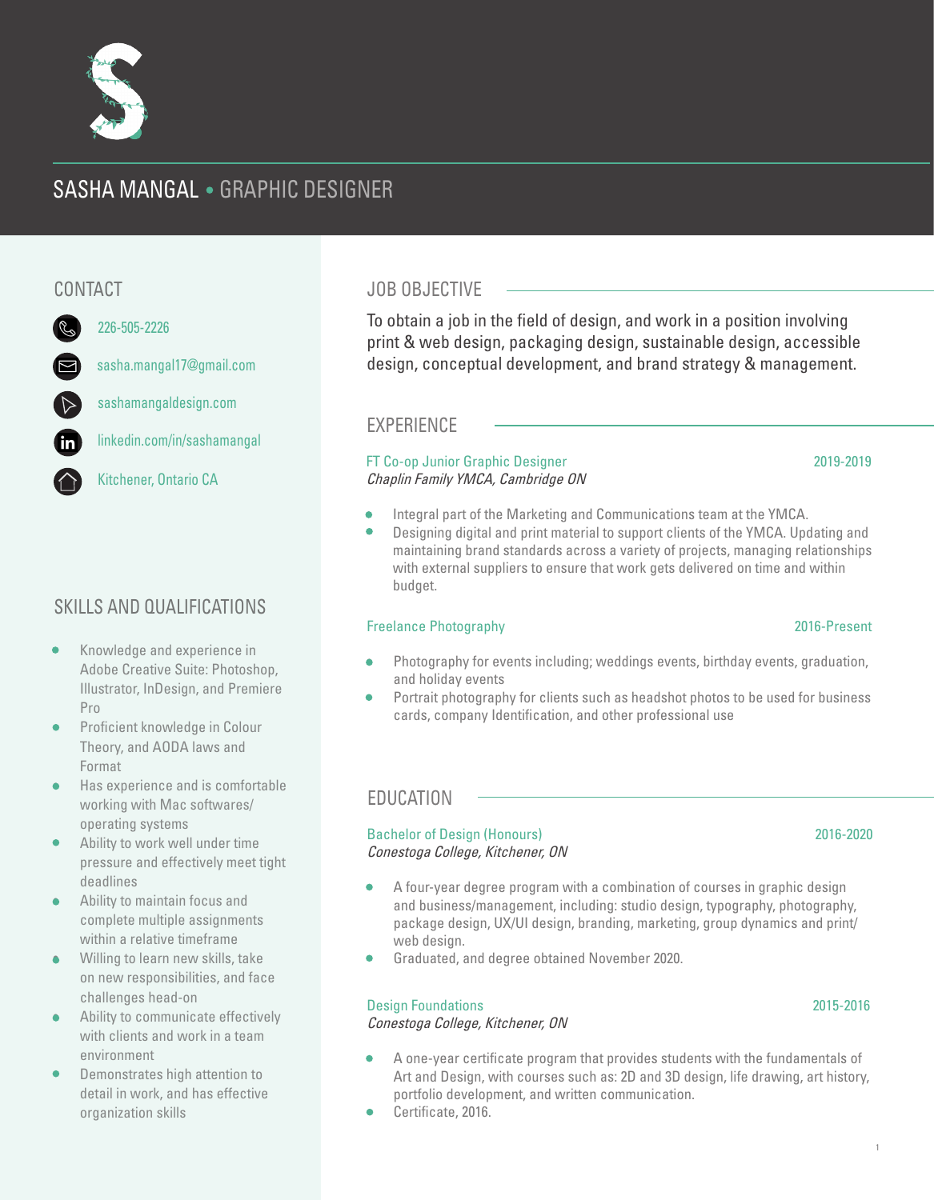# SASHA MANGAL • GRAPHIC DESIGNER

## CONTACT

226-505-2226

sasha.mangal17@gmail.com

sashamangaldesign.com

linkedin.com/in/sashamangal

Kitchener, Ontario CA

## SKILLS AND QUALIFICATIONS

- Knowledge and experience in Adobe Creative Suite: Photoshop, Illustrator, InDesign, and Premiere Pro
- Proficient knowledge in Colour Theory, and AODA laws and Format
- Has experience and is comfortable working with Mac softwares/operating systems
- Ability to work well under time pressure and effectively meet tight deadlines
- Ability to maintain focus and complete multiple assignments within a relative timeframe
- Willing to learn new skills, take on new responsibilities, and face challenges head-on
- Ability to communicate effectively with clients and work in a team environment
- Demonstrates high attention to detail in work, and has effective organization skills

## JOB OBJECTIVE

To obtain a job in the field of design, and work in a position involving print & web design, packaging design, sustainable design, accessible design, conceptual development, and brand strategy & management.

## EXPERIENCE

### FT Co-op Junior Graphic Designer — 2019-2019
*Chaplin Family YMCA, Cambridge ON*

- Integral part of the Marketing and Communications team at the YMCA.
- Designing digital and print material to support clients of the YMCA. Updating and maintaining brand standards across a variety of projects, managing relationships with external suppliers to ensure that work gets delivered on time and within budget.

### Freelance Photography — 2016-Present

- Photography for events including; weddings events, birthday events, graduation, and holiday events
- Portrait photography for clients such as headshot photos to be used for business cards, company Identification, and other professional use

## EDUCATION

### Bachelor of Design (Honours) — 2016-2020
*Conestoga College, Kitchener, ON*

- A four-year degree program with a combination of courses in graphic design and business/management, including: studio design, typography, photography, package design, UX/UI design, branding, marketing, group dynamics and print/web design.
- Graduated, and degree obtained November 2020.

### Design Foundations — 2015-2016
*Conestoga College, Kitchener, ON*

- A one-year certificate program that provides students with the fundamentals of Art and Design, with courses such as: 2D and 3D design, life drawing, art history, portfolio development, and written communication.
- Certificate, 2016.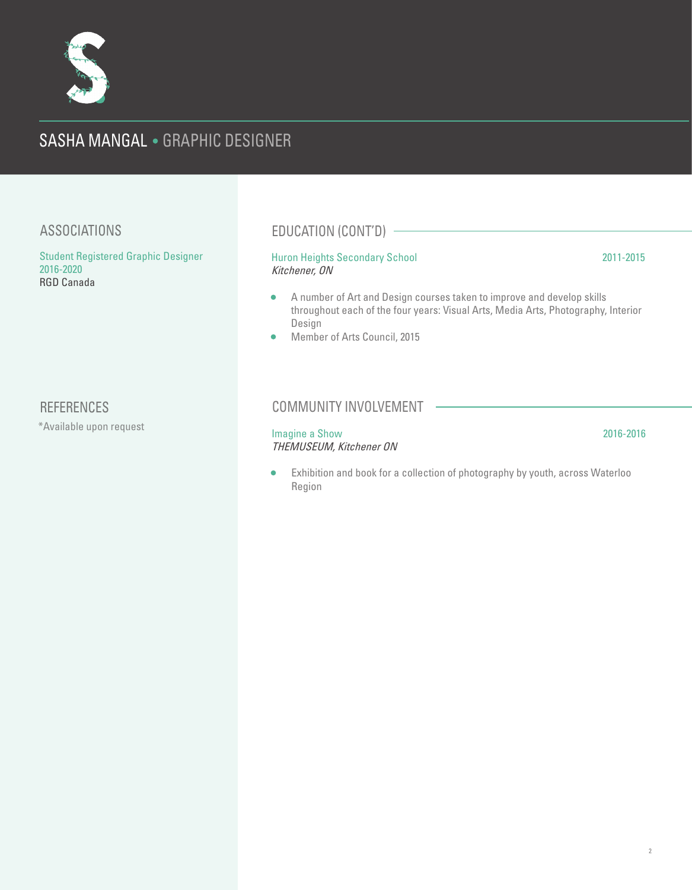# SASHA MANGAL • GRAPHIC DESIGNER

## ASSOCIATIONS

Student Registered Graphic Designer
2016-2020
RGD Canada

## REFERENCES

*Available upon request

## EDUCATION (CONT'D)

Huron Heights Secondary School 2011-2015
*Kitchener, ON*

- A number of Art and Design courses taken to improve and develop skills throughout each of the four years: Visual Arts, Media Arts, Photography, Interior Design
- Member of Arts Council, 2015

## COMMUNITY INVOLVEMENT

Imagine a Show 2016-2016
*THEMUSEUM, Kitchener ON*

- Exhibition and book for a collection of photography by youth, across Waterloo Region